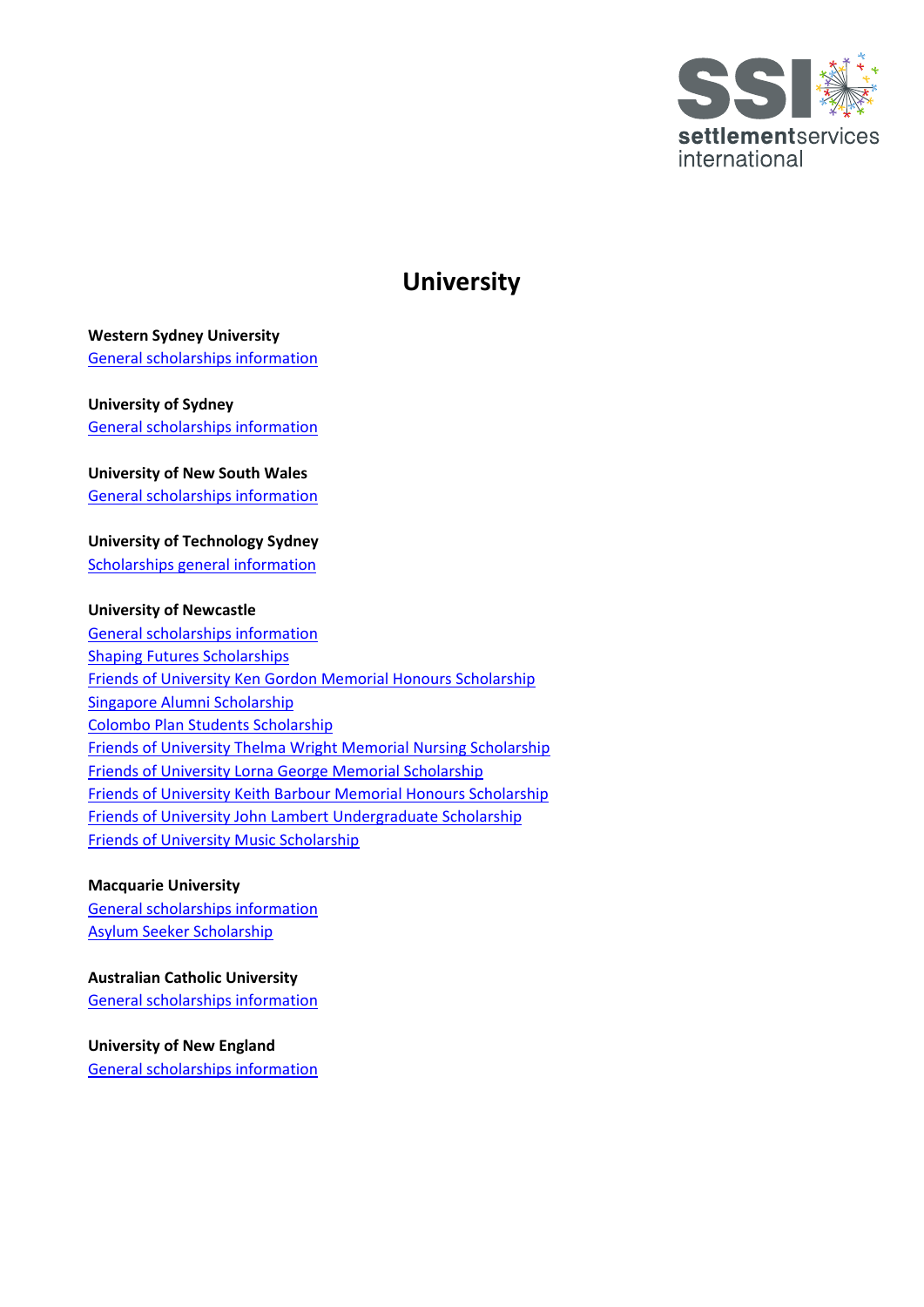# University

**Western Sydney University**
General scholarships information

**University of Sydney**
General scholarships information

**University of New South Wales**
General scholarships information

**University of Technology Sydney**
Scholarships general information

**University of Newcastle**
General scholarships information
Shaping Futures Scholarships
Friends of University Ken Gordon Memorial Honours Scholarship
Singapore Alumni Scholarship
Colombo Plan Students Scholarship
Friends of University Thelma Wright Memorial Nursing Scholarship
Friends of University Lorna George Memorial Scholarship
Friends of University Keith Barbour Memorial Honours Scholarship
Friends of University John Lambert Undergraduate Scholarship
Friends of University Music Scholarship

**Macquarie University**
General scholarships information
Asylum Seeker Scholarship

**Australian Catholic University**
General scholarships information

**University of New England**
General scholarships information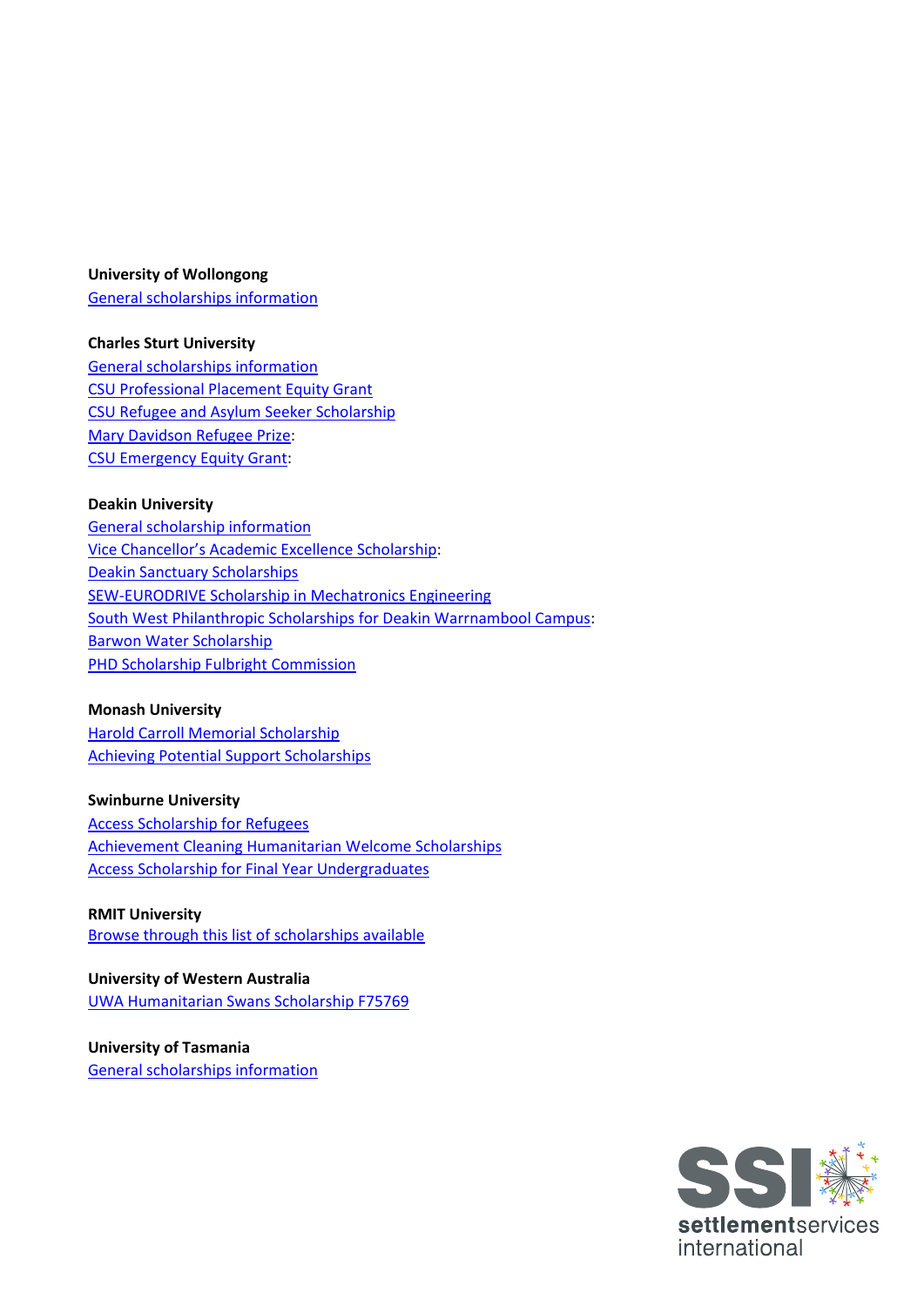**University of Wollongong**
General scholarships information

**Charles Sturt University**
General scholarships information
CSU Professional Placement Equity Grant
CSU Refugee and Asylum Seeker Scholarship
Mary Davidson Refugee Prize:
CSU Emergency Equity Grant:

**Deakin University**
General scholarship information
Vice Chancellor's Academic Excellence Scholarship:
Deakin Sanctuary Scholarships
SEW-EURODRIVE Scholarship in Mechatronics Engineering
South West Philanthropic Scholarships for Deakin Warrnambool Campus:
Barwon Water Scholarship
PHD Scholarship Fulbright Commission

**Monash University**
Harold Carroll Memorial Scholarship
Achieving Potential Support Scholarships

**Swinburne University**
Access Scholarship for Refugees
Achievement Cleaning Humanitarian Welcome Scholarships
Access Scholarship for Final Year Undergraduates

**RMIT University**
Browse through this list of scholarships available

**University of Western Australia**
UWA Humanitarian Swans Scholarship F75769

**University of Tasmania**
General scholarships information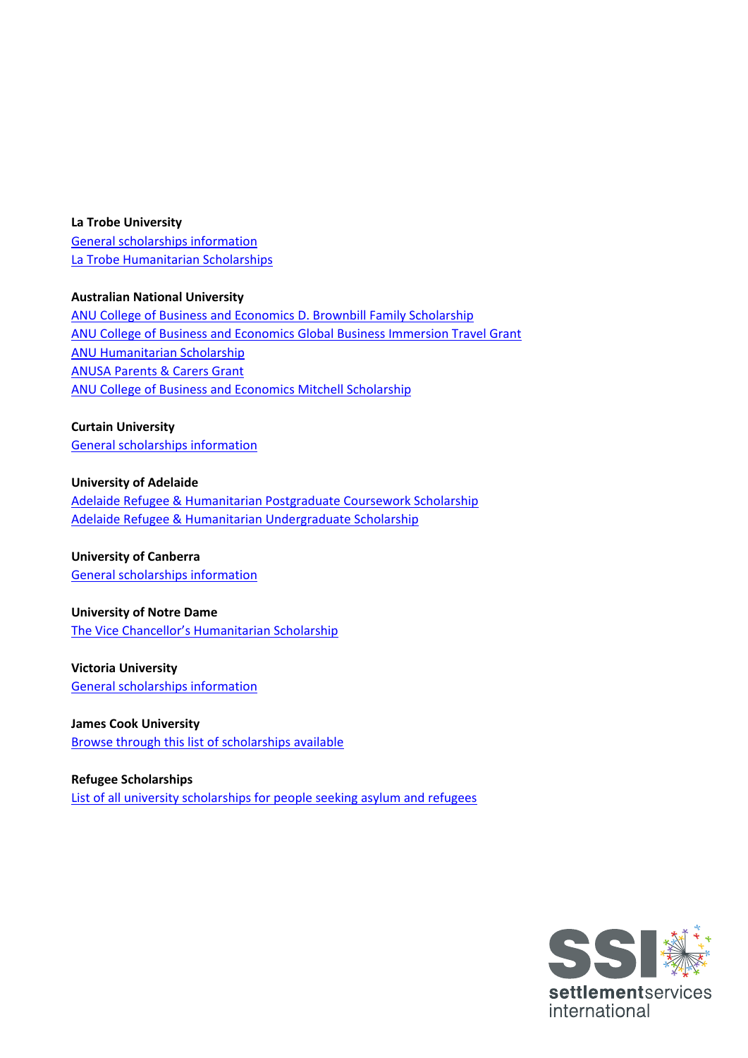**La Trobe University**

General scholarships information
La Trobe Humanitarian Scholarships

**Australian National University**

ANU College of Business and Economics D. Brownbill Family Scholarship
ANU College of Business and Economics Global Business Immersion Travel Grant
ANU Humanitarian Scholarship
ANUSA Parents & Carers Grant
ANU College of Business and Economics Mitchell Scholarship

**Curtain University**

General scholarships information

**University of Adelaide**

Adelaide Refugee & Humanitarian Postgraduate Coursework Scholarship
Adelaide Refugee & Humanitarian Undergraduate Scholarship

**University of Canberra**

General scholarships information

**University of Notre Dame**

The Vice Chancellor's Humanitarian Scholarship

**Victoria University**

General scholarships information

**James Cook University**

Browse through this list of scholarships available

**Refugee Scholarships**

List of all university scholarships for people seeking asylum and refugees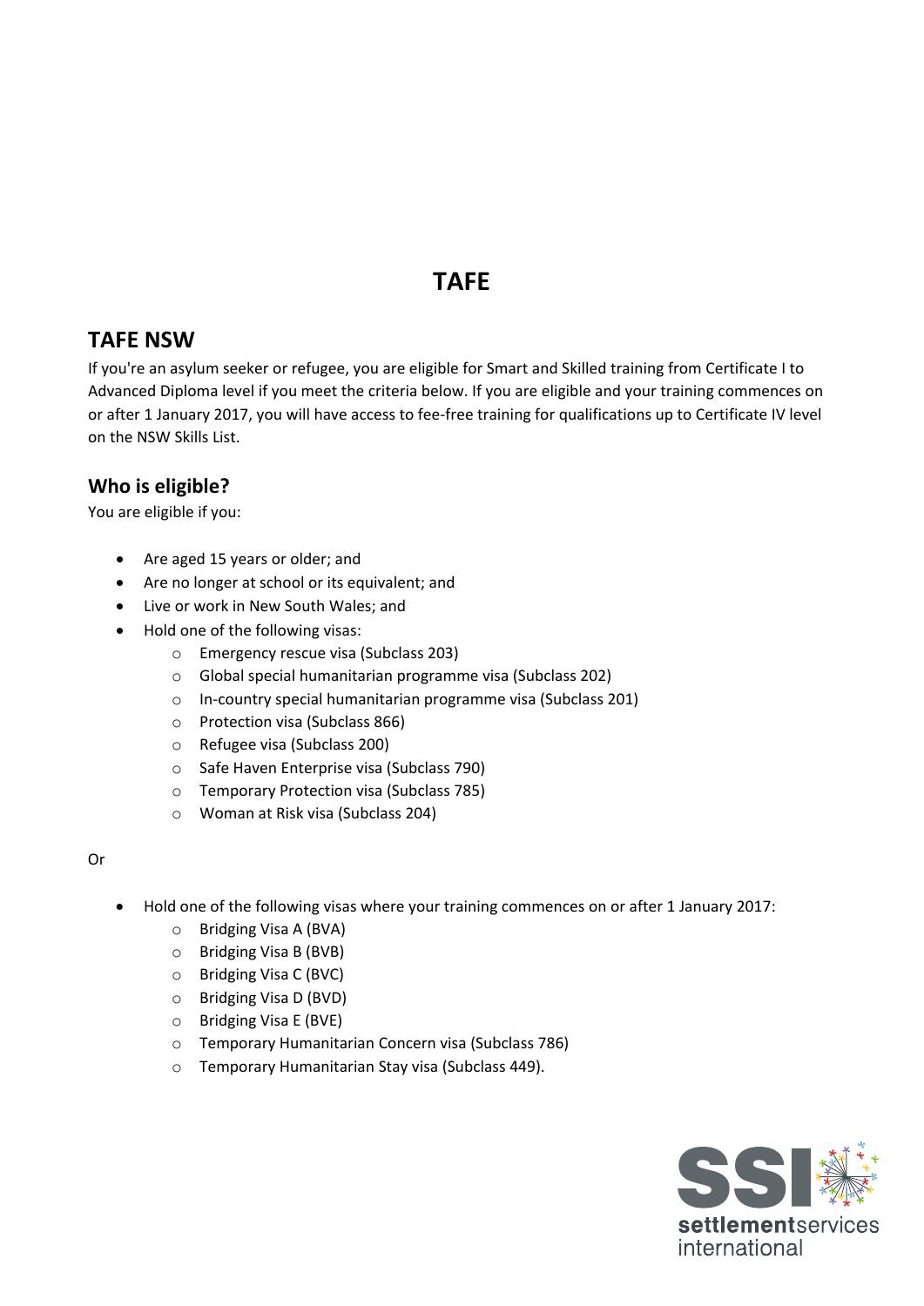# TAFE

## TAFE NSW

If you're an asylum seeker or refugee, you are eligible for Smart and Skilled training from Certificate I to Advanced Diploma level if you meet the criteria below. If you are eligible and your training commences on or after 1 January 2017, you will have access to fee-free training for qualifications up to Certificate IV level on the NSW Skills List.

### Who is eligible?

You are eligible if you:

- Are aged 15 years or older; and
- Are no longer at school or its equivalent; and
- Live or work in New South Wales; and
- Hold one of the following visas:
  - Emergency rescue visa (Subclass 203)
  - Global special humanitarian programme visa (Subclass 202)
  - In-country special humanitarian programme visa (Subclass 201)
  - Protection visa (Subclass 866)
  - Refugee visa (Subclass 200)
  - Safe Haven Enterprise visa (Subclass 790)
  - Temporary Protection visa (Subclass 785)
  - Woman at Risk visa (Subclass 204)

Or

- Hold one of the following visas where your training commences on or after 1 January 2017:
  - Bridging Visa A (BVA)
  - Bridging Visa B (BVB)
  - Bridging Visa C (BVC)
  - Bridging Visa D (BVD)
  - Bridging Visa E (BVE)
  - Temporary Humanitarian Concern visa (Subclass 786)
  - Temporary Humanitarian Stay visa (Subclass 449).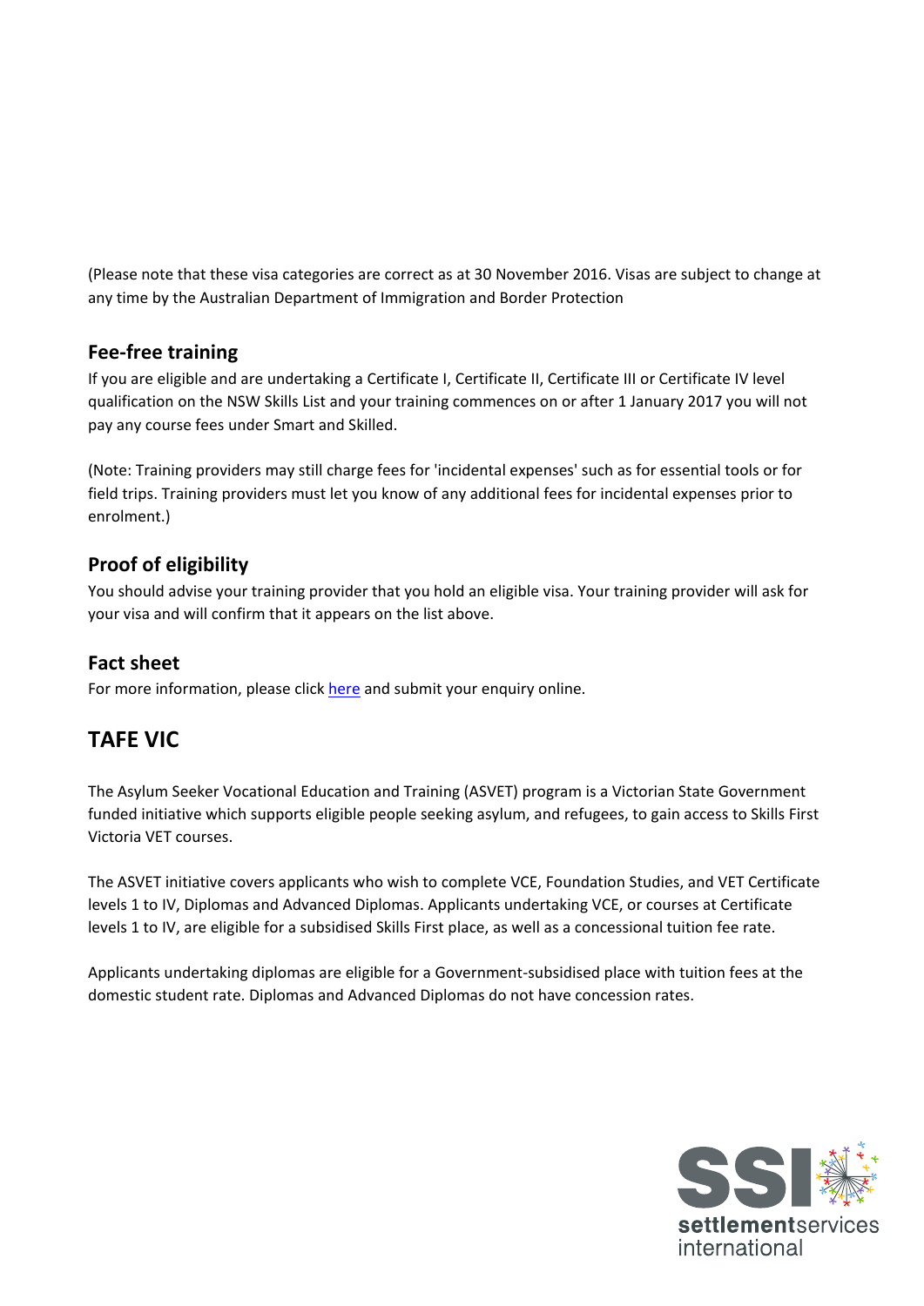(Please note that these visa categories are correct as at 30 November 2016. Visas are subject to change at any time by the Australian Department of Immigration and Border Protection

### Fee-free training

If you are eligible and are undertaking a Certificate I, Certificate II, Certificate III or Certificate IV level qualification on the NSW Skills List and your training commences on or after 1 January 2017 you will not pay any course fees under Smart and Skilled.

(Note: Training providers may still charge fees for 'incidental expenses' such as for essential tools or for field trips. Training providers must let you know of any additional fees for incidental expenses prior to enrolment.)

### Proof of eligibility

You should advise your training provider that you hold an eligible visa. Your training provider will ask for your visa and will confirm that it appears on the list above.

### Fact sheet

For more information, please click here and submit your enquiry online.

## TAFE VIC

The Asylum Seeker Vocational Education and Training (ASVET) program is a Victorian State Government funded initiative which supports eligible people seeking asylum, and refugees, to gain access to Skills First Victoria VET courses.

The ASVET initiative covers applicants who wish to complete VCE, Foundation Studies, and VET Certificate levels 1 to IV, Diplomas and Advanced Diplomas. Applicants undertaking VCE, or courses at Certificate levels 1 to IV, are eligible for a subsidised Skills First place, as well as a concessional tuition fee rate.

Applicants undertaking diplomas are eligible for a Government-subsidised place with tuition fees at the domestic student rate. Diplomas and Advanced Diplomas do not have concession rates.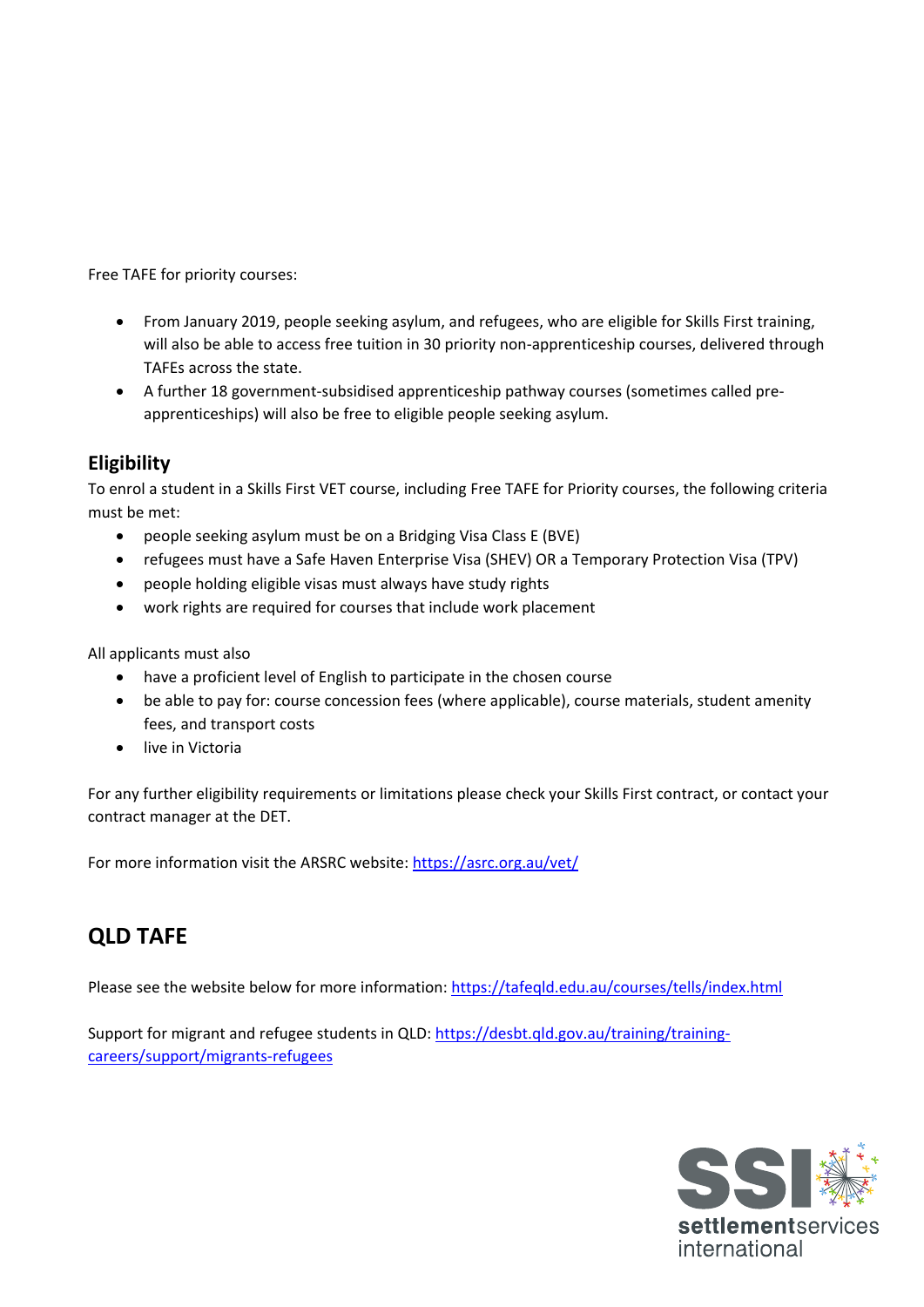Free TAFE for priority courses:

- From January 2019, people seeking asylum, and refugees, who are eligible for Skills First training, will also be able to access free tuition in 30 priority non-apprenticeship courses, delivered through TAFEs across the state.
- A further 18 government-subsidised apprenticeship pathway courses (sometimes called pre-apprenticeships) will also be free to eligible people seeking asylum.

### Eligibility

To enrol a student in a Skills First VET course, including Free TAFE for Priority courses, the following criteria must be met:

- people seeking asylum must be on a Bridging Visa Class E (BVE)
- refugees must have a Safe Haven Enterprise Visa (SHEV) OR a Temporary Protection Visa (TPV)
- people holding eligible visas must always have study rights
- work rights are required for courses that include work placement

All applicants must also

- have a proficient level of English to participate in the chosen course
- be able to pay for: course concession fees (where applicable), course materials, student amenity fees, and transport costs
- live in Victoria

For any further eligibility requirements or limitations please check your Skills First contract, or contact your contract manager at the DET.

For more information visit the ARSRC website: https://asrc.org.au/vet/

## QLD TAFE

Please see the website below for more information: https://tafeqld.edu.au/courses/tells/index.html

Support for migrant and refugee students in QLD: https://desbt.qld.gov.au/training/training-careers/support/migrants-refugees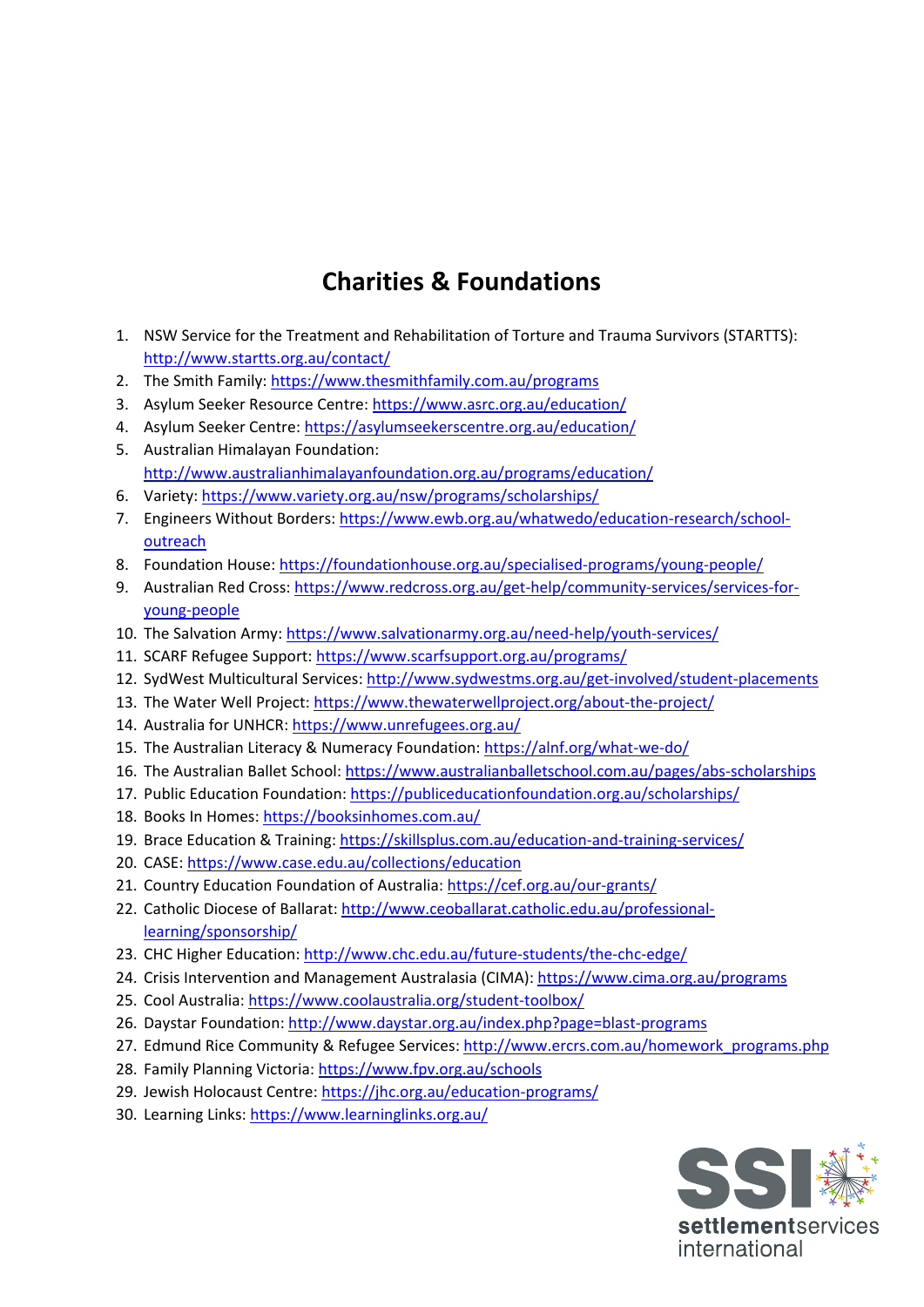# Charities & Foundations

1. NSW Service for the Treatment and Rehabilitation of Torture and Trauma Survivors (STARTTS): http://www.startts.org.au/contact/
2. The Smith Family: https://www.thesmithfamily.com.au/programs
3. Asylum Seeker Resource Centre: https://www.asrc.org.au/education/
4. Asylum Seeker Centre: https://asylumseekerscentre.org.au/education/
5. Australian Himalayan Foundation: http://www.australianhimalayanfoundation.org.au/programs/education/
6. Variety: https://www.variety.org.au/nsw/programs/scholarships/
7. Engineers Without Borders: https://www.ewb.org.au/whatwedo/education-research/school-outreach
8. Foundation House: https://foundationhouse.org.au/specialised-programs/young-people/
9. Australian Red Cross: https://www.redcross.org.au/get-help/community-services/services-for-young-people
10. The Salvation Army: https://www.salvationarmy.org.au/need-help/youth-services/
11. SCARF Refugee Support: https://www.scarfsupport.org.au/programs/
12. SydWest Multicultural Services: http://www.sydwestms.org.au/get-involved/student-placements
13. The Water Well Project: https://www.thewaterwellproject.org/about-the-project/
14. Australia for UNHCR: https://www.unrefugees.org.au/
15. The Australian Literacy & Numeracy Foundation: https://alnf.org/what-we-do/
16. The Australian Ballet School: https://www.australianballetschool.com.au/pages/abs-scholarships
17. Public Education Foundation: https://publiceducationfoundation.org.au/scholarships/
18. Books In Homes: https://booksinhomes.com.au/
19. Brace Education & Training: https://skillsplus.com.au/education-and-training-services/
20. CASE: https://www.case.edu.au/collections/education
21. Country Education Foundation of Australia: https://cef.org.au/our-grants/
22. Catholic Diocese of Ballarat: http://www.ceoballarat.catholic.edu.au/professional-learning/sponsorship/
23. CHC Higher Education: http://www.chc.edu.au/future-students/the-chc-edge/
24. Crisis Intervention and Management Australasia (CIMA): https://www.cima.org.au/programs
25. Cool Australia: https://www.coolaustralia.org/student-toolbox/
26. Daystar Foundation: http://www.daystar.org.au/index.php?page=blast-programs
27. Edmund Rice Community & Refugee Services: http://www.ercrs.com.au/homework_programs.php
28. Family Planning Victoria: https://www.fpv.org.au/schools
29. Jewish Holocaust Centre: https://jhc.org.au/education-programs/
30. Learning Links: https://www.learninglinks.org.au/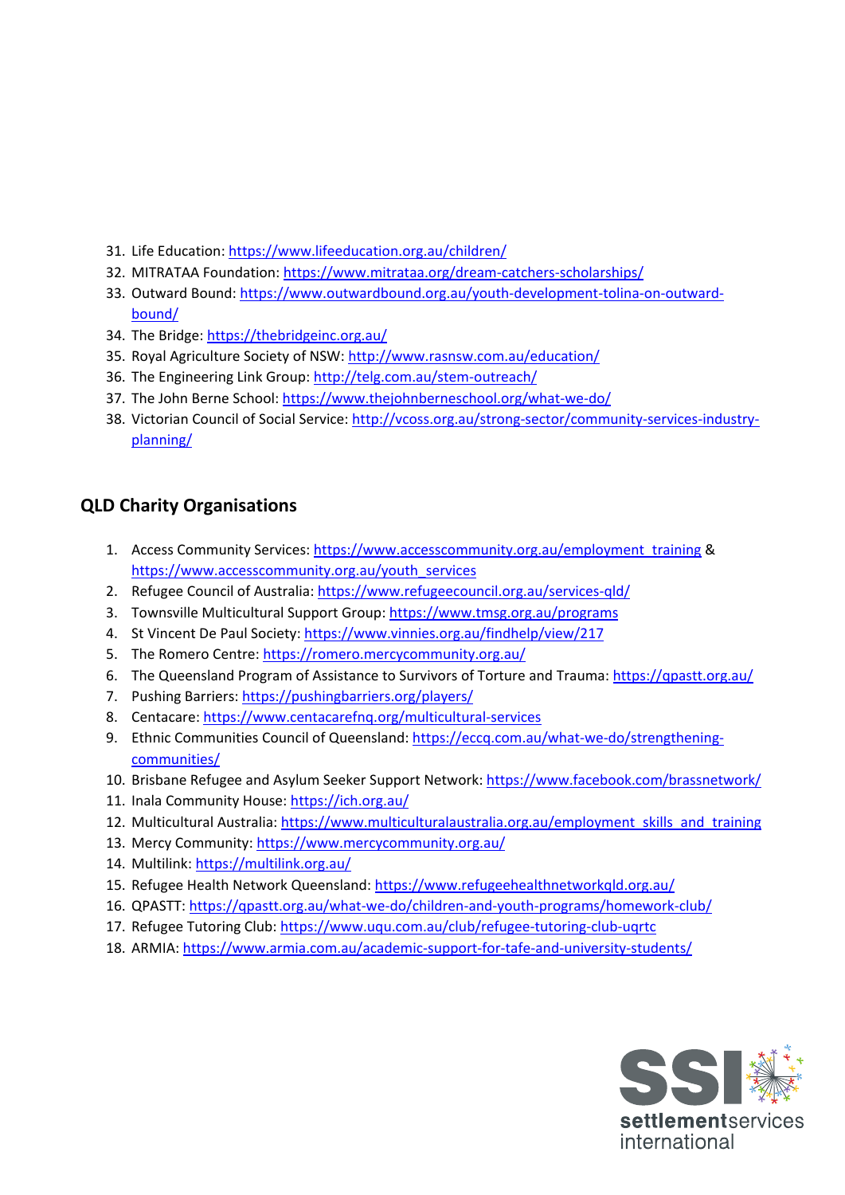31. Life Education: https://www.lifeeducation.org.au/children/
32. MITRATAA Foundation: https://www.mitrataa.org/dream-catchers-scholarships/
33. Outward Bound: https://www.outwardbound.org.au/youth-development-tolina-on-outward-bound/
34. The Bridge: https://thebridgeinc.org.au/
35. Royal Agriculture Society of NSW: http://www.rasnsw.com.au/education/
36. The Engineering Link Group: http://telg.com.au/stem-outreach/
37. The John Berne School: https://www.thejohnberneschool.org/what-we-do/
38. Victorian Council of Social Service: http://vcoss.org.au/strong-sector/community-services-industry-planning/

## QLD Charity Organisations

1. Access Community Services: https://www.accesscommunity.org.au/employment_training & https://www.accesscommunity.org.au/youth_services
2. Refugee Council of Australia: https://www.refugeecouncil.org.au/services-qld/
3. Townsville Multicultural Support Group: https://www.tmsg.org.au/programs
4. St Vincent De Paul Society: https://www.vinnies.org.au/findhelp/view/217
5. The Romero Centre: https://romero.mercycommunity.org.au/
6. The Queensland Program of Assistance to Survivors of Torture and Trauma: https://qpastt.org.au/
7. Pushing Barriers: https://pushingbarriers.org/players/
8. Centacare: https://www.centacarefnq.org/multicultural-services
9. Ethnic Communities Council of Queensland: https://eccq.com.au/what-we-do/strengthening-communities/
10. Brisbane Refugee and Asylum Seeker Support Network: https://www.facebook.com/brassnetwork/
11. Inala Community House: https://ich.org.au/
12. Multicultural Australia: https://www.multiculturalaustralia.org.au/employment_skills_and_training
13. Mercy Community: https://www.mercycommunity.org.au/
14. Multilink: https://multilink.org.au/
15. Refugee Health Network Queensland: https://www.refugeehealthnetworkqld.org.au/
16. QPASTT: https://qpastt.org.au/what-we-do/children-and-youth-programs/homework-club/
17. Refugee Tutoring Club: https://www.uqu.com.au/club/refugee-tutoring-club-uqrtc
18. ARMIA: https://www.armia.com.au/academic-support-for-tafe-and-university-students/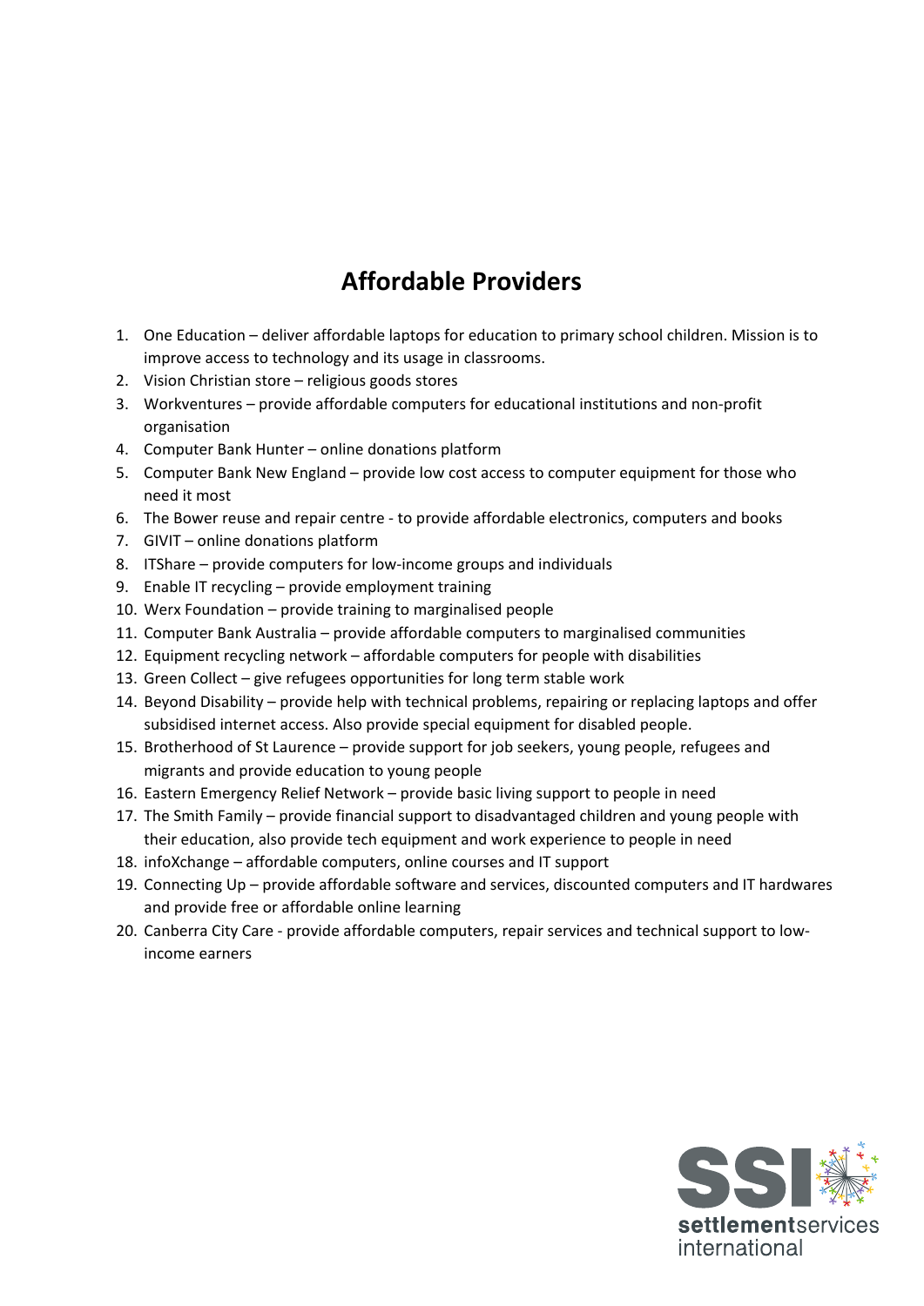# Affordable Providers

1. One Education – deliver affordable laptops for education to primary school children. Mission is to improve access to technology and its usage in classrooms.
2. Vision Christian store – religious goods stores
3. Workventures – provide affordable computers for educational institutions and non-profit organisation
4. Computer Bank Hunter – online donations platform
5. Computer Bank New England – provide low cost access to computer equipment for those who need it most
6. The Bower reuse and repair centre - to provide affordable electronics, computers and books
7. GIVIT – online donations platform
8. ITShare – provide computers for low-income groups and individuals
9. Enable IT recycling – provide employment training
10. Werx Foundation – provide training to marginalised people
11. Computer Bank Australia – provide affordable computers to marginalised communities
12. Equipment recycling network – affordable computers for people with disabilities
13. Green Collect – give refugees opportunities for long term stable work
14. Beyond Disability – provide help with technical problems, repairing or replacing laptops and offer subsidised internet access. Also provide special equipment for disabled people.
15. Brotherhood of St Laurence – provide support for job seekers, young people, refugees and migrants and provide education to young people
16. Eastern Emergency Relief Network – provide basic living support to people in need
17. The Smith Family – provide financial support to disadvantaged children and young people with their education, also provide tech equipment and work experience to people in need
18. infoXchange – affordable computers, online courses and IT support
19. Connecting Up – provide affordable software and services, discounted computers and IT hardwares and provide free or affordable online learning
20. Canberra City Care - provide affordable computers, repair services and technical support to low-income earners